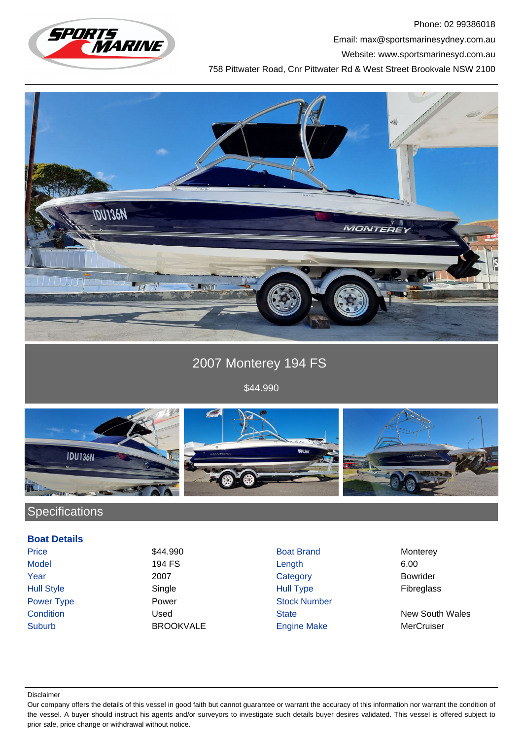Phone: 02 99386018

Email: max@sportsmarinesydney.com.au

Website: www.sportsmarinesyd.com.au

758 Pittwater Road, Cnr Pittwater Rd & West Street Brookvale NSW 2100

# 2007 Monterey 194 FS

$44.990

## Specifications

### Boat Details

| | | | |
|---|---|---|---|
| Price | $44.990 | Boat Brand | Monterey |
| Model | 194 FS | Length | 6.00 |
| Year | 2007 | Category | Bowrider |
| Hull Style | Single | Hull Type | Fibreglass |
| Power Type | Power | Stock Number | |
| Condition | Used | State | New South Wales |
| Suburb | BROOKVALE | Engine Make | MerCruiser |

Disclaimer

Our company offers the details of this vessel in good faith but cannot guarantee or warrant the accuracy of this information nor warrant the condition of the vessel. A buyer should instruct his agents and/or surveyors to investigate such details buyer desires validated. This vessel is offered subject to prior sale, price change or withdrawal without notice.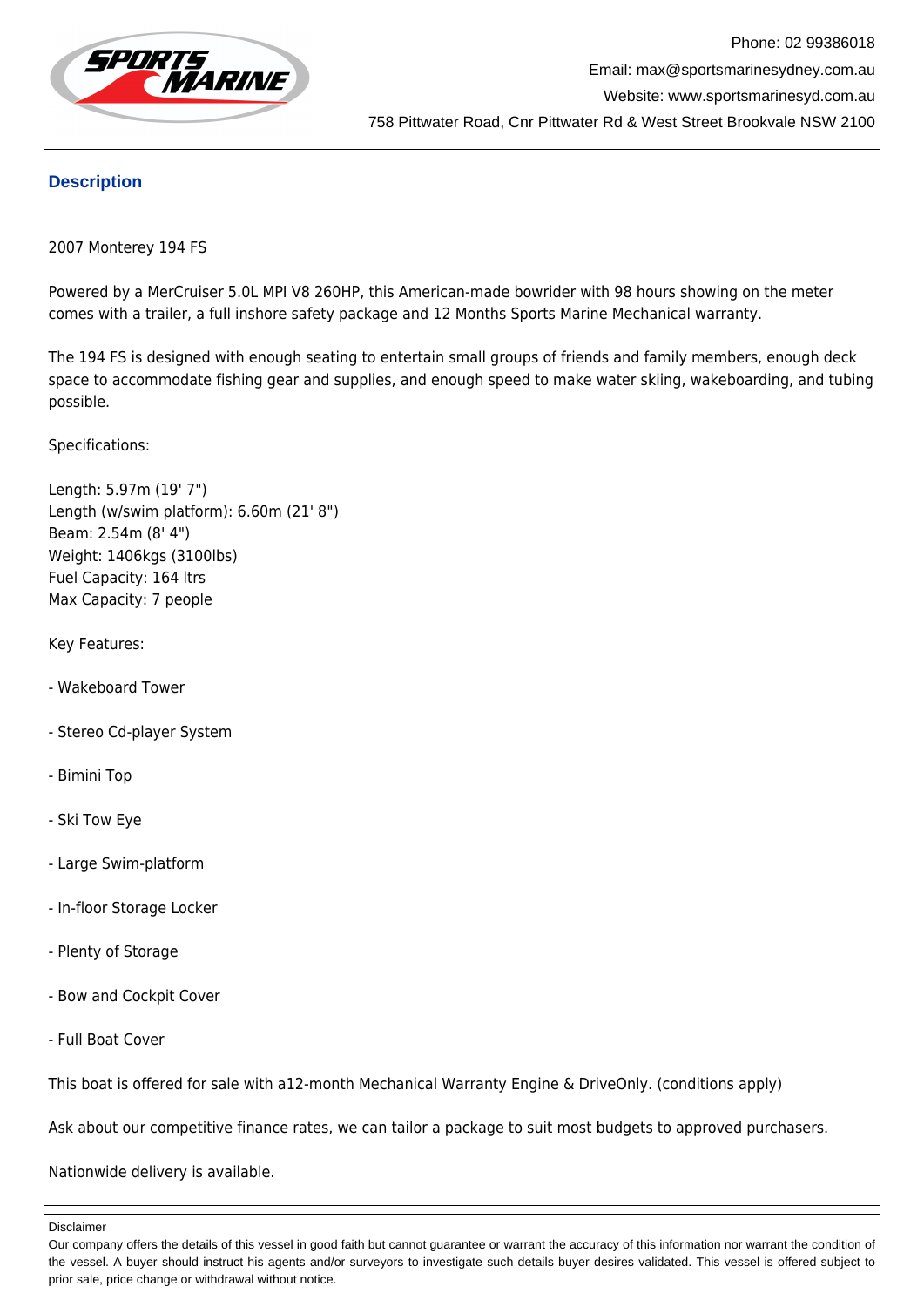Phone: 02 99386018

Email: max@sportsmarinesydney.com.au

Website: www.sportsmarinesyd.com.au

758 Pittwater Road, Cnr Pittwater Rd & West Street Brookvale NSW 2100

## Description

2007 Monterey 194 FS

Powered by a MerCruiser 5.0L MPI V8 260HP, this American-made bowrider with 98 hours showing on the meter comes with a trailer, a full inshore safety package and 12 Months Sports Marine Mechanical warranty.

The 194 FS is designed with enough seating to entertain small groups of friends and family members, enough deck space to accommodate fishing gear and supplies, and enough speed to make water skiing, wakeboarding, and tubing possible.

Specifications:

Length: 5.97m (19' 7")
Length (w/swim platform): 6.60m (21' 8")
Beam: 2.54m (8' 4")
Weight: 1406kgs (3100lbs)
Fuel Capacity: 164 ltrs
Max Capacity: 7 people

Key Features:

- Wakeboard Tower

- Stereo Cd-player System

- Bimini Top

- Ski Tow Eye

- Large Swim-platform

- In-floor Storage Locker

- Plenty of Storage

- Bow and Cockpit Cover

- Full Boat Cover

This boat is offered for sale with a12-month Mechanical Warranty Engine & DriveOnly. (conditions apply)

Ask about our competitive finance rates, we can tailor a package to suit most budgets to approved purchasers.

Nationwide delivery is available.

---

Disclaimer

Our company offers the details of this vessel in good faith but cannot guarantee or warrant the accuracy of this information nor warrant the condition of the vessel. A buyer should instruct his agents and/or surveyors to investigate such details buyer desires validated. This vessel is offered subject to prior sale, price change or withdrawal without notice.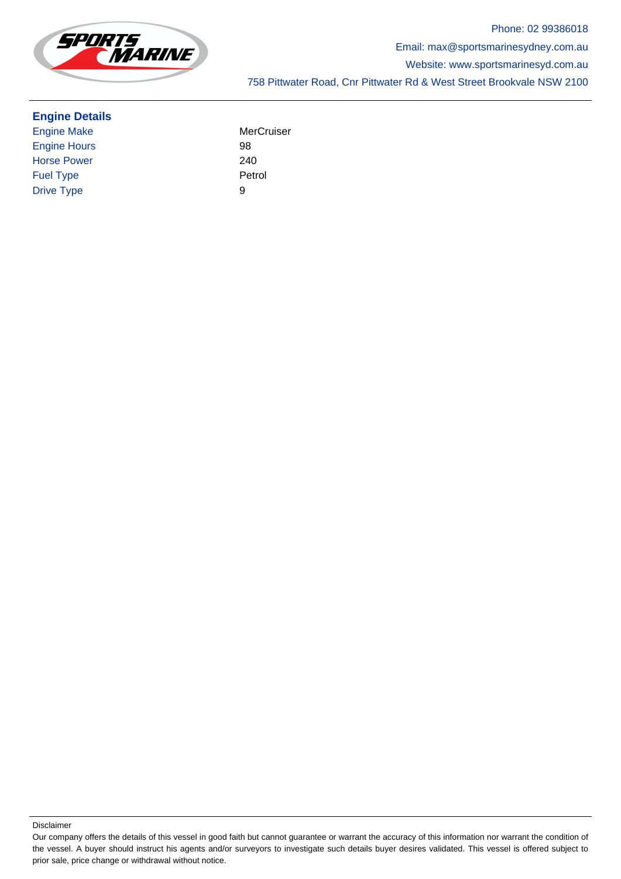## Engine Details

| | |
|---|---|
| Engine Make | MerCruiser |
| Engine Hours | 98 |
| Horse Power | 240 |
| Fuel Type | Petrol |
| Drive Type | 9 |

Disclaimer

Our company offers the details of this vessel in good faith but cannot guarantee or warrant the accuracy of this information nor warrant the condition of the vessel. A buyer should instruct his agents and/or surveyors to investigate such details buyer desires validated. This vessel is offered subject to prior sale, price change or withdrawal without notice.